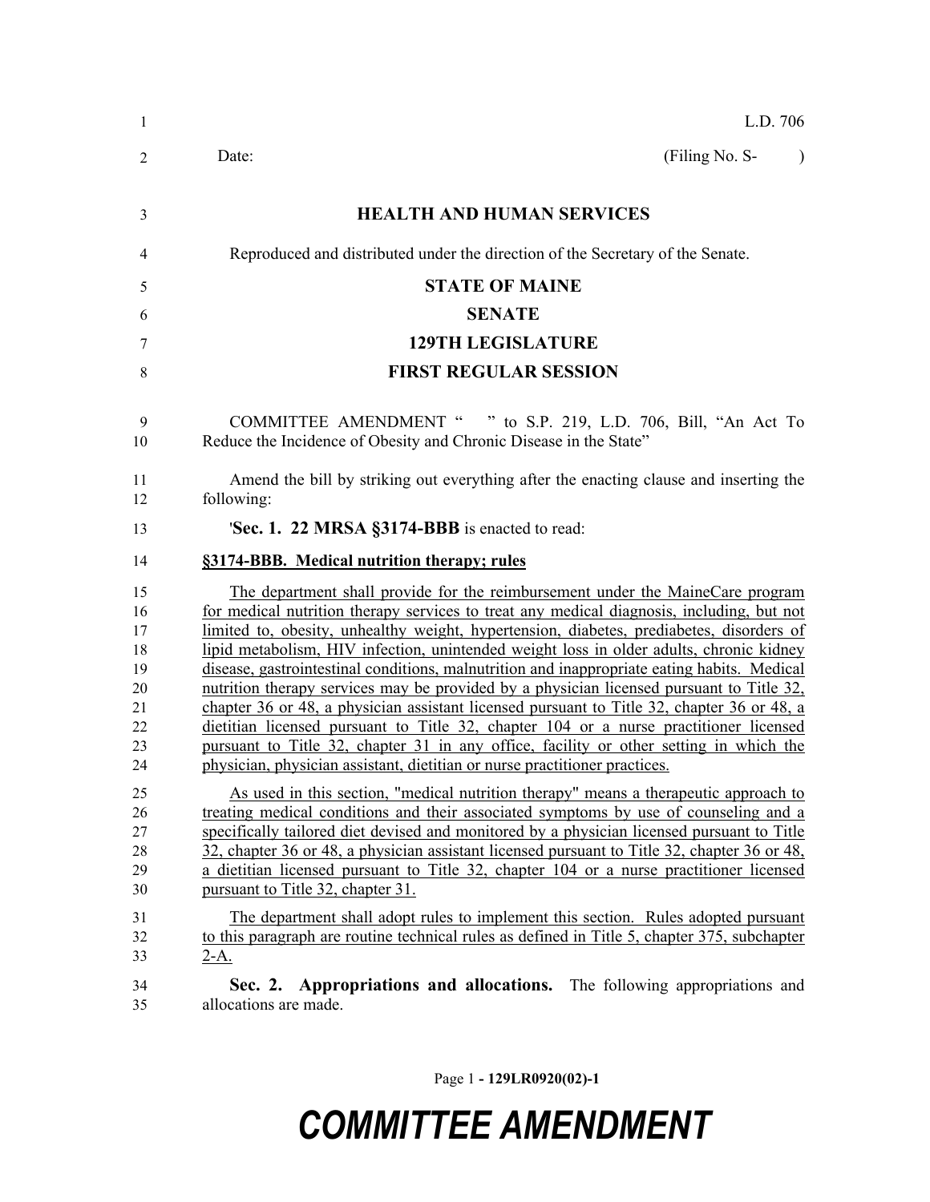L.D. 706

Date: (Filing No. S- )

# HEALTH AND HUMAN SERVICES

Reproduced and distributed under the direction of the Secretary of the Senate.

## STATE OF MAINE

## SENATE

## 129TH LEGISLATURE

## FIRST REGULAR SESSION

COMMITTEE AMENDMENT " " to S.P. 219, L.D. 706, Bill, "An Act To Reduce the Incidence of Obesity and Chronic Disease in the State"

Amend the bill by striking out everything after the enacting clause and inserting the following:

'**Sec. 1. 22 MRSA §3174-BBB** is enacted to read:

**§3174-BBB. Medical nutrition therapy; rules**

The department shall provide for the reimbursement under the MaineCare program for medical nutrition therapy services to treat any medical diagnosis, including, but not limited to, obesity, unhealthy weight, hypertension, diabetes, prediabetes, disorders of lipid metabolism, HIV infection, unintended weight loss in older adults, chronic kidney disease, gastrointestinal conditions, malnutrition and inappropriate eating habits. Medical nutrition therapy services may be provided by a physician licensed pursuant to Title 32, chapter 36 or 48, a physician assistant licensed pursuant to Title 32, chapter 36 or 48, a dietitian licensed pursuant to Title 32, chapter 104 or a nurse practitioner licensed pursuant to Title 32, chapter 31 in any office, facility or other setting in which the physician, physician assistant, dietitian or nurse practitioner practices.

As used in this section, "medical nutrition therapy" means a therapeutic approach to treating medical conditions and their associated symptoms by use of counseling and a specifically tailored diet devised and monitored by a physician licensed pursuant to Title 32, chapter 36 or 48, a physician assistant licensed pursuant to Title 32, chapter 36 or 48, a dietitian licensed pursuant to Title 32, chapter 104 or a nurse practitioner licensed pursuant to Title 32, chapter 31.

The department shall adopt rules to implement this section. Rules adopted pursuant to this paragraph are routine technical rules as defined in Title 5, chapter 375, subchapter 2-A.

**Sec. 2. Appropriations and allocations.** The following appropriations and allocations are made.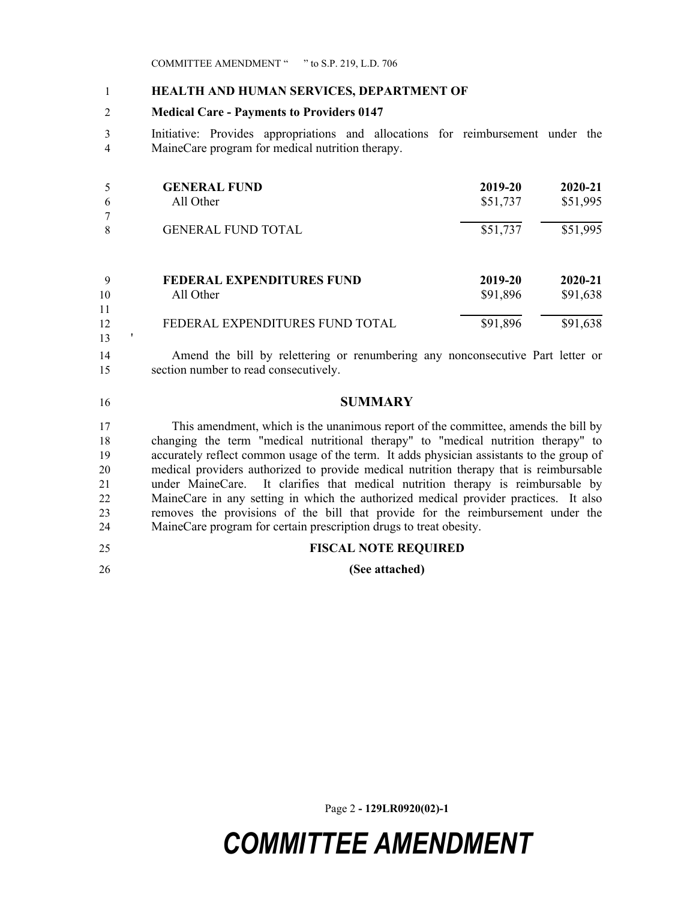**HEALTH AND HUMAN SERVICES, DEPARTMENT OF**

**Medical Care - Payments to Providers 0147**

Initiative: Provides appropriations and allocations for reimbursement under the MaineCare program for medical nutrition therapy.

| **GENERAL FUND** | **2019-20** | **2020-21** |
|---|---|---|
| All Other | $51,737 | $51,995 |
| GENERAL FUND TOTAL | $51,737 | $51,995 |

| **FEDERAL EXPENDITURES FUND** | **2019-20** | **2020-21** |
|---|---|---|
| All Other | $91,896 | $91,638 |
| FEDERAL EXPENDITURES FUND TOTAL | $91,896 | $91,638 |

'

Amend the bill by relettering or renumbering any nonconsecutive Part letter or section number to read consecutively.

## SUMMARY

This amendment, which is the unanimous report of the committee, amends the bill by changing the term "medical nutritional therapy" to "medical nutrition therapy" to accurately reflect common usage of the term. It adds physician assistants to the group of medical providers authorized to provide medical nutrition therapy that is reimbursable under MaineCare. It clarifies that medical nutrition therapy is reimbursable by MaineCare in any setting in which the authorized medical provider practices. It also removes the provisions of the bill that provide for the reimbursement under the MaineCare program for certain prescription drugs to treat obesity.

**FISCAL NOTE REQUIRED**

**(See attached)**